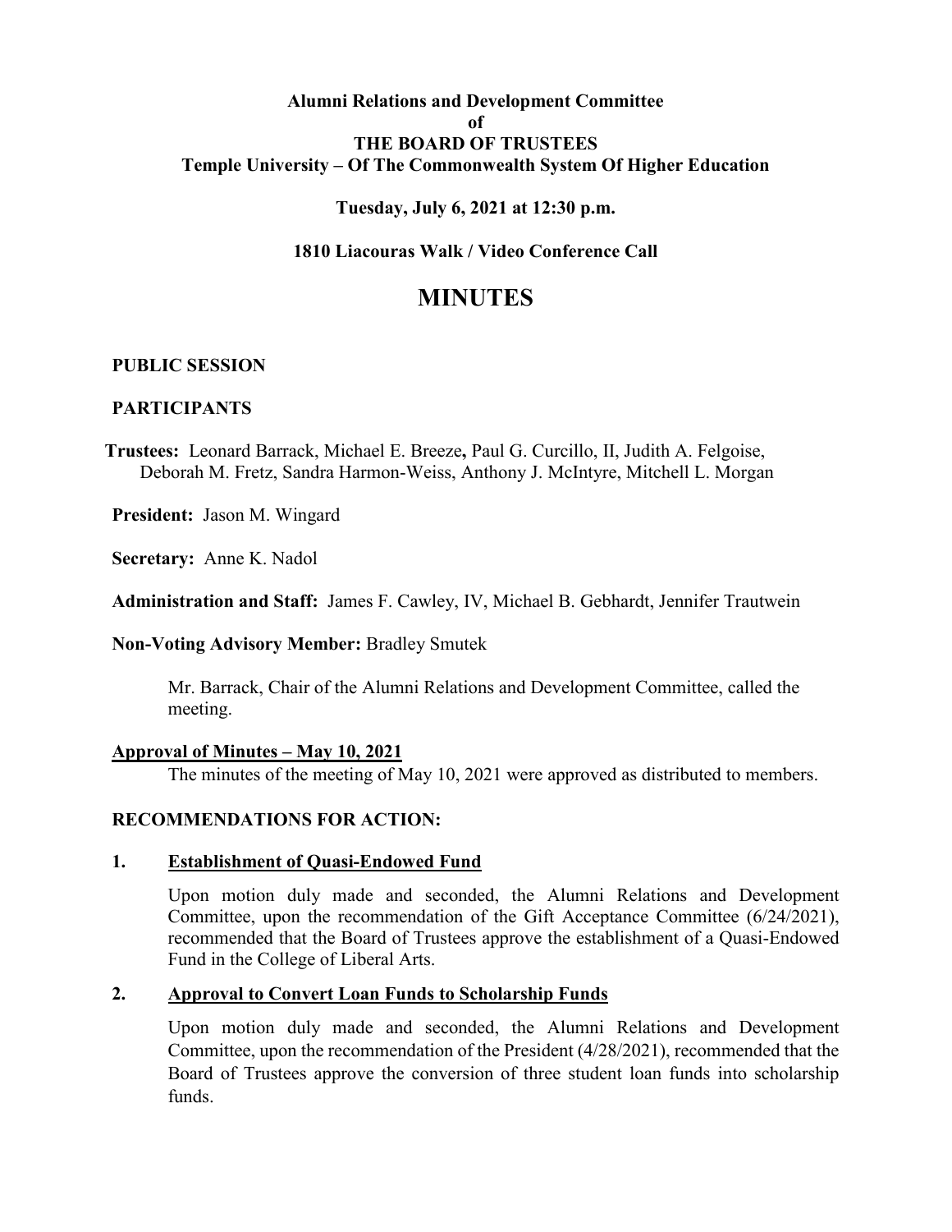**Alumni Relations and Development Committee**
**of**
**THE BOARD OF TRUSTEES**
**Temple University – Of The Commonwealth System Of Higher Education**

**Tuesday, July 6, 2021 at 12:30 p.m.**

**1810 Liacouras Walk / Video Conference Call**

# MINUTES

**PUBLIC SESSION**

**PARTICIPANTS**

**Trustees:** Leonard Barrack, Michael E. Breeze**,** Paul G. Curcillo, II, Judith A. Felgoise, Deborah M. Fretz, Sandra Harmon-Weiss, Anthony J. McIntyre, Mitchell L. Morgan

**President:** Jason M. Wingard

**Secretary:** Anne K. Nadol

**Administration and Staff:** James F. Cawley, IV, Michael B. Gebhardt, Jennifer Trautwein

**Non-Voting Advisory Member:** Bradley Smutek

Mr. Barrack, Chair of the Alumni Relations and Development Committee, called the meeting.

**Approval of Minutes – May 10, 2021**

The minutes of the meeting of May 10, 2021 were approved as distributed to members.

**RECOMMENDATIONS FOR ACTION:**

**1. Establishment of Quasi-Endowed Fund**

Upon motion duly made and seconded, the Alumni Relations and Development Committee, upon the recommendation of the Gift Acceptance Committee (6/24/2021), recommended that the Board of Trustees approve the establishment of a Quasi-Endowed Fund in the College of Liberal Arts.

**2. Approval to Convert Loan Funds to Scholarship Funds**

Upon motion duly made and seconded, the Alumni Relations and Development Committee, upon the recommendation of the President (4/28/2021), recommended that the Board of Trustees approve the conversion of three student loan funds into scholarship funds.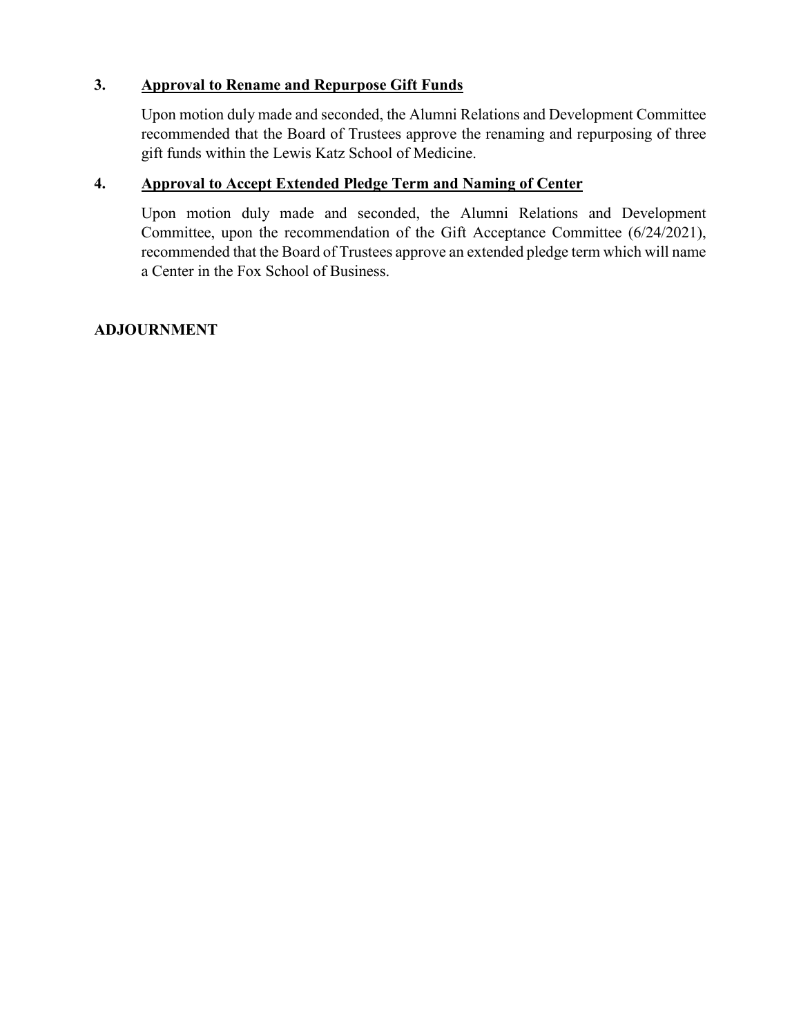**3. Approval to Rename and Repurpose Gift Funds**

Upon motion duly made and seconded, the Alumni Relations and Development Committee recommended that the Board of Trustees approve the renaming and repurposing of three gift funds within the Lewis Katz School of Medicine.

**4. Approval to Accept Extended Pledge Term and Naming of Center**

Upon motion duly made and seconded, the Alumni Relations and Development Committee, upon the recommendation of the Gift Acceptance Committee (6/24/2021), recommended that the Board of Trustees approve an extended pledge term which will name a Center in the Fox School of Business.

**ADJOURNMENT**